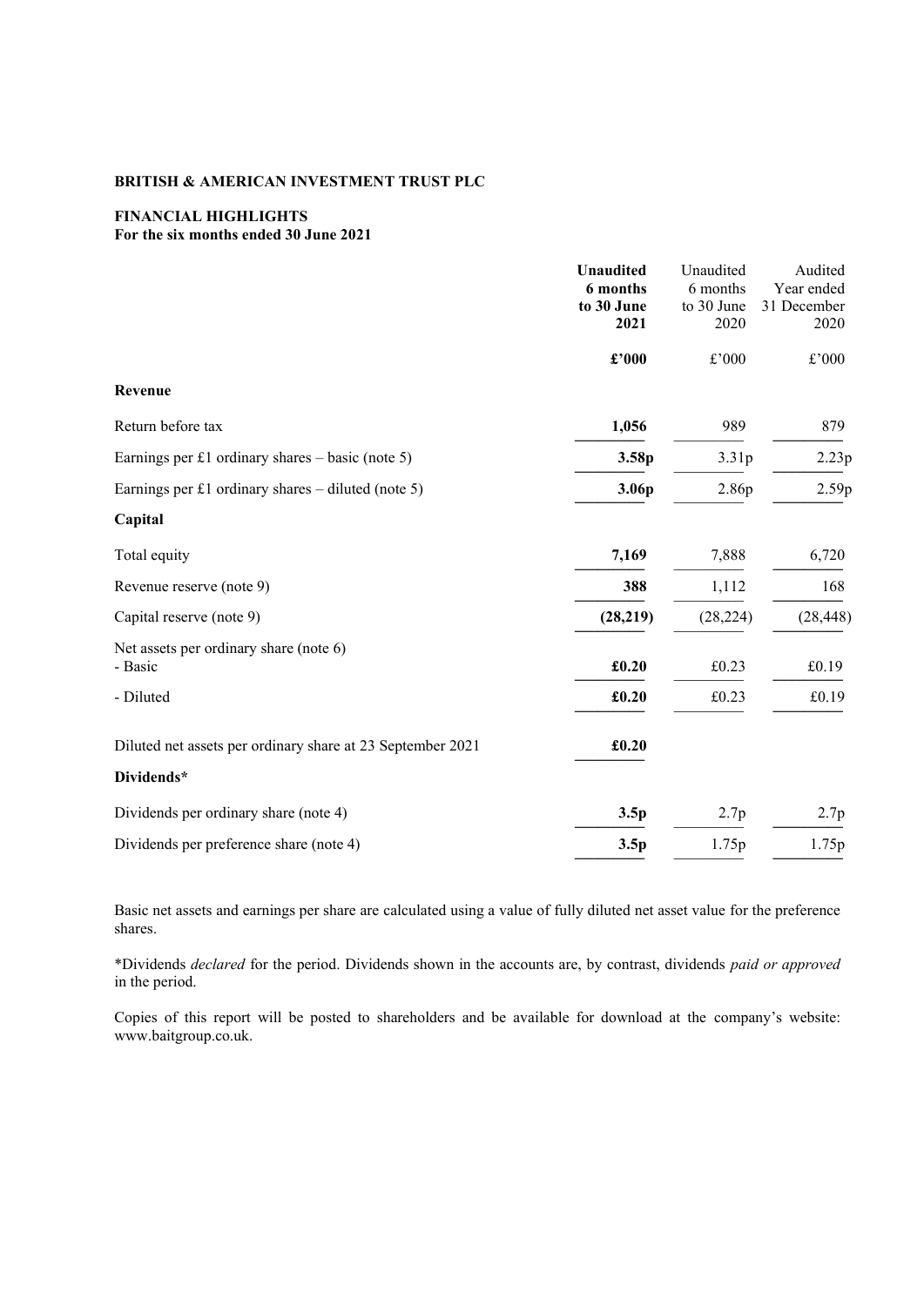**BRITISH & AMERICAN INVESTMENT TRUST PLC**

**FINANCIAL HIGHLIGHTS**
**For the six months ended 30 June 2021**

| | **Unaudited 6 months to 30 June 2021** | Unaudited 6 months to 30 June 2020 | Audited Year ended 31 December 2020 |
|---|---|---|---|
| | **£'000** | £'000 | £'000 |
| **Revenue** | | | |
| Return before tax | **1,056** | 989 | 879 |
| Earnings per £1 ordinary shares – basic (note 5) | **3.58p** | 3.31p | 2.23p |
| Earnings per £1 ordinary shares – diluted (note 5) | **3.06p** | 2.86p | 2.59p |
| **Capital** | | | |
| Total equity | **7,169** | 7,888 | 6,720 |
| Revenue reserve (note 9) | **388** | 1,112 | 168 |
| Capital reserve (note 9) | **(28,219)** | (28,224) | (28,448) |
| Net assets per ordinary share (note 6) - Basic | **£0.20** | £0.23 | £0.19 |
| - Diluted | **£0.20** | £0.23 | £0.19 |
| Diluted net assets per ordinary share at 23 September 2021 | **£0.20** | | |
| **Dividends*** | | | |
| Dividends per ordinary share (note 4) | **3.5p** | 2.7p | 2.7p |
| Dividends per preference share (note 4) | **3.5p** | 1.75p | 1.75p |

Basic net assets and earnings per share are calculated using a value of fully diluted net asset value for the preference shares.

*Dividends *declared* for the period. Dividends shown in the accounts are, by contrast, dividends *paid or approved* in the period.

Copies of this report will be posted to shareholders and be available for download at the company's website: www.baitgroup.co.uk.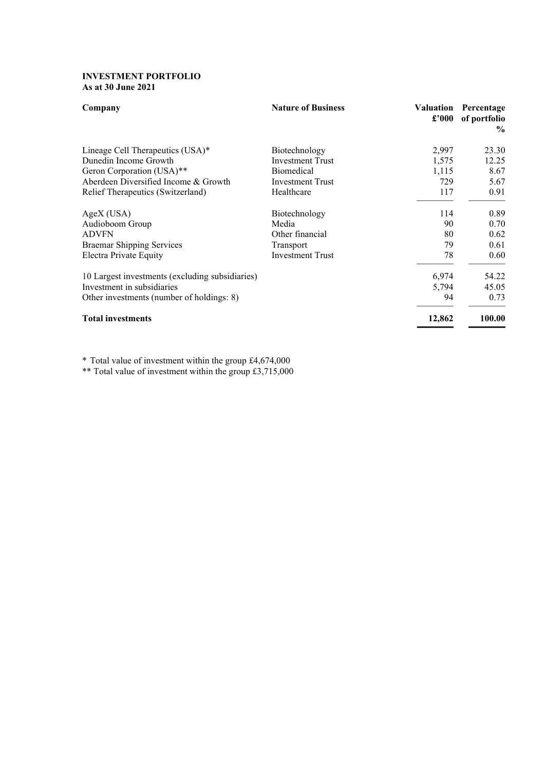**INVESTMENT PORTFOLIO**
**As at 30 June 2021**

| Company | Nature of Business | Valuation £'000 | Percentage of portfolio % |
|---|---|---|---|
| Lineage Cell Therapeutics (USA)* | Biotechnology | 2,997 | 23.30 |
| Dunedin Income Growth | Investment Trust | 1,575 | 12.25 |
| Geron Corporation (USA)** | Biomedical | 1,115 | 8.67 |
| Aberdeen Diversified Income & Growth | Investment Trust | 729 | 5.67 |
| Relief Therapeutics (Switzerland) | Healthcare | 117 | 0.91 |
| AgeX (USA) | Biotechnology | 114 | 0.89 |
| Audioboom Group | Media | 90 | 0.70 |
| ADVFN | Other financial | 80 | 0.62 |
| Braemar Shipping Services | Transport | 79 | 0.61 |
| Electra Private Equity | Investment Trust | 78 | 0.60 |
| 10 Largest investments (excluding subsidiaries) | | 6,974 | 54.22 |
| Investment in subsidiaries | | 5,794 | 45.05 |
| Other investments (number of holdings: 8) | | 94 | 0.73 |
| **Total investments** | | **12,862** | **100.00** |

* Total value of investment within the group £4,674,000

** Total value of investment within the group £3,715,000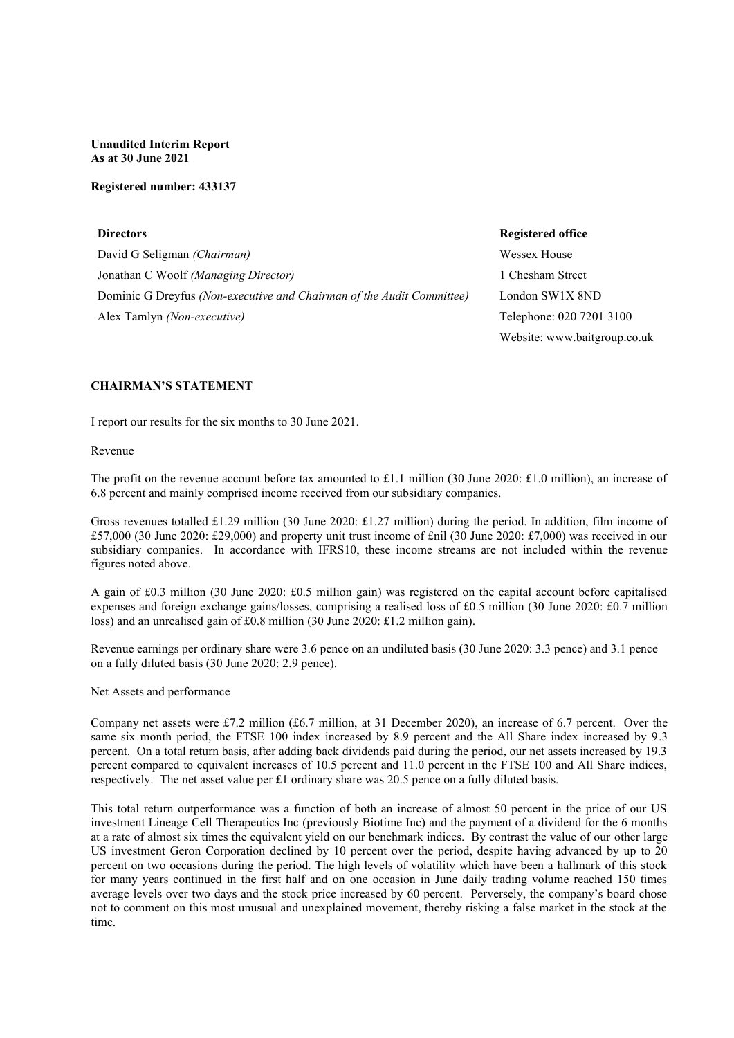**Unaudited Interim Report**
**As at 30 June 2021**

**Registered number: 433137**

| **Directors** | **Registered office** |
|---|---|
| David G Seligman *(Chairman)* | Wessex House |
| Jonathan C Woolf *(Managing Director)* | 1 Chesham Street |
| Dominic G Dreyfus *(Non-executive and Chairman of the Audit Committee)* | London SW1X 8ND |
| Alex Tamlyn *(Non-executive)* | Telephone: 020 7201 3100 |
| | Website: www.baitgroup.co.uk |

## CHAIRMAN'S STATEMENT

I report our results for the six months to 30 June 2021.

Revenue

The profit on the revenue account before tax amounted to £1.1 million (30 June 2020: £1.0 million), an increase of 6.8 percent and mainly comprised income received from our subsidiary companies.

Gross revenues totalled £1.29 million (30 June 2020: £1.27 million) during the period. In addition, film income of £57,000 (30 June 2020: £29,000) and property unit trust income of £nil (30 June 2020: £7,000) was received in our subsidiary companies. In accordance with IFRS10, these income streams are not included within the revenue figures noted above.

A gain of £0.3 million (30 June 2020: £0.5 million gain) was registered on the capital account before capitalised expenses and foreign exchange gains/losses, comprising a realised loss of £0.5 million (30 June 2020: £0.7 million loss) and an unrealised gain of £0.8 million (30 June 2020: £1.2 million gain).

Revenue earnings per ordinary share were 3.6 pence on an undiluted basis (30 June 2020: 3.3 pence) and 3.1 pence on a fully diluted basis (30 June 2020: 2.9 pence).

Net Assets and performance

Company net assets were £7.2 million (£6.7 million, at 31 December 2020), an increase of 6.7 percent. Over the same six month period, the FTSE 100 index increased by 8.9 percent and the All Share index increased by 9.3 percent. On a total return basis, after adding back dividends paid during the period, our net assets increased by 19.3 percent compared to equivalent increases of 10.5 percent and 11.0 percent in the FTSE 100 and All Share indices, respectively. The net asset value per £1 ordinary share was 20.5 pence on a fully diluted basis.

This total return outperformance was a function of both an increase of almost 50 percent in the price of our US investment Lineage Cell Therapeutics Inc (previously Biotime Inc) and the payment of a dividend for the 6 months at a rate of almost six times the equivalent yield on our benchmark indices. By contrast the value of our other large US investment Geron Corporation declined by 10 percent over the period, despite having advanced by up to 20 percent on two occasions during the period. The high levels of volatility which have been a hallmark of this stock for many years continued in the first half and on one occasion in June daily trading volume reached 150 times average levels over two days and the stock price increased by 60 percent. Perversely, the company's board chose not to comment on this most unusual and unexplained movement, thereby risking a false market in the stock at the time.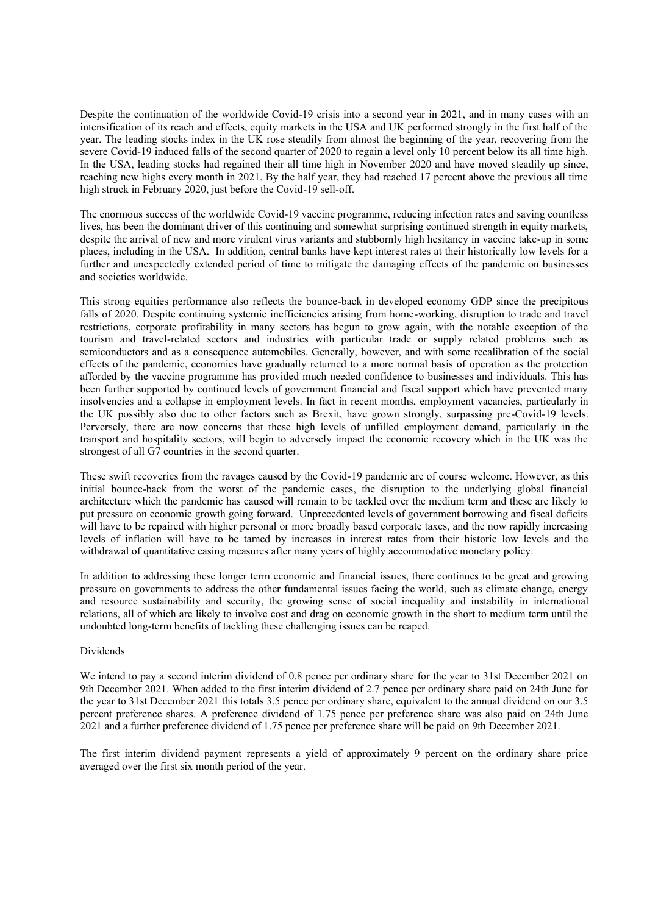Despite the continuation of the worldwide Covid-19 crisis into a second year in 2021, and in many cases with an intensification of its reach and effects, equity markets in the USA and UK performed strongly in the first half of the year. The leading stocks index in the UK rose steadily from almost the beginning of the year, recovering from the severe Covid-19 induced falls of the second quarter of 2020 to regain a level only 10 percent below its all time high. In the USA, leading stocks had regained their all time high in November 2020 and have moved steadily up since, reaching new highs every month in 2021. By the half year, they had reached 17 percent above the previous all time high struck in February 2020, just before the Covid-19 sell-off.

The enormous success of the worldwide Covid-19 vaccine programme, reducing infection rates and saving countless lives, has been the dominant driver of this continuing and somewhat surprising continued strength in equity markets, despite the arrival of new and more virulent virus variants and stubbornly high hesitancy in vaccine take-up in some places, including in the USA. In addition, central banks have kept interest rates at their historically low levels for a further and unexpectedly extended period of time to mitigate the damaging effects of the pandemic on businesses and societies worldwide.

This strong equities performance also reflects the bounce-back in developed economy GDP since the precipitous falls of 2020. Despite continuing systemic inefficiencies arising from home-working, disruption to trade and travel restrictions, corporate profitability in many sectors has begun to grow again, with the notable exception of the tourism and travel-related sectors and industries with particular trade or supply related problems such as semiconductors and as a consequence automobiles. Generally, however, and with some recalibration of the social effects of the pandemic, economies have gradually returned to a more normal basis of operation as the protection afforded by the vaccine programme has provided much needed confidence to businesses and individuals. This has been further supported by continued levels of government financial and fiscal support which have prevented many insolvencies and a collapse in employment levels. In fact in recent months, employment vacancies, particularly in the UK possibly also due to other factors such as Brexit, have grown strongly, surpassing pre-Covid-19 levels. Perversely, there are now concerns that these high levels of unfilled employment demand, particularly in the transport and hospitality sectors, will begin to adversely impact the economic recovery which in the UK was the strongest of all G7 countries in the second quarter.

These swift recoveries from the ravages caused by the Covid-19 pandemic are of course welcome. However, as this initial bounce-back from the worst of the pandemic eases, the disruption to the underlying global financial architecture which the pandemic has caused will remain to be tackled over the medium term and these are likely to put pressure on economic growth going forward. Unprecedented levels of government borrowing and fiscal deficits will have to be repaired with higher personal or more broadly based corporate taxes, and the now rapidly increasing levels of inflation will have to be tamed by increases in interest rates from their historic low levels and the withdrawal of quantitative easing measures after many years of highly accommodative monetary policy.

In addition to addressing these longer term economic and financial issues, there continues to be great and growing pressure on governments to address the other fundamental issues facing the world, such as climate change, energy and resource sustainability and security, the growing sense of social inequality and instability in international relations, all of which are likely to involve cost and drag on economic growth in the short to medium term until the undoubted long-term benefits of tackling these challenging issues can be reaped.

## Dividends

We intend to pay a second interim dividend of 0.8 pence per ordinary share for the year to 31st December 2021 on 9th December 2021. When added to the first interim dividend of 2.7 pence per ordinary share paid on 24th June for the year to 31st December 2021 this totals 3.5 pence per ordinary share, equivalent to the annual dividend on our 3.5 percent preference shares. A preference dividend of 1.75 pence per preference share was also paid on 24th June 2021 and a further preference dividend of 1.75 pence per preference share will be paid on 9th December 2021.

The first interim dividend payment represents a yield of approximately 9 percent on the ordinary share price averaged over the first six month period of the year.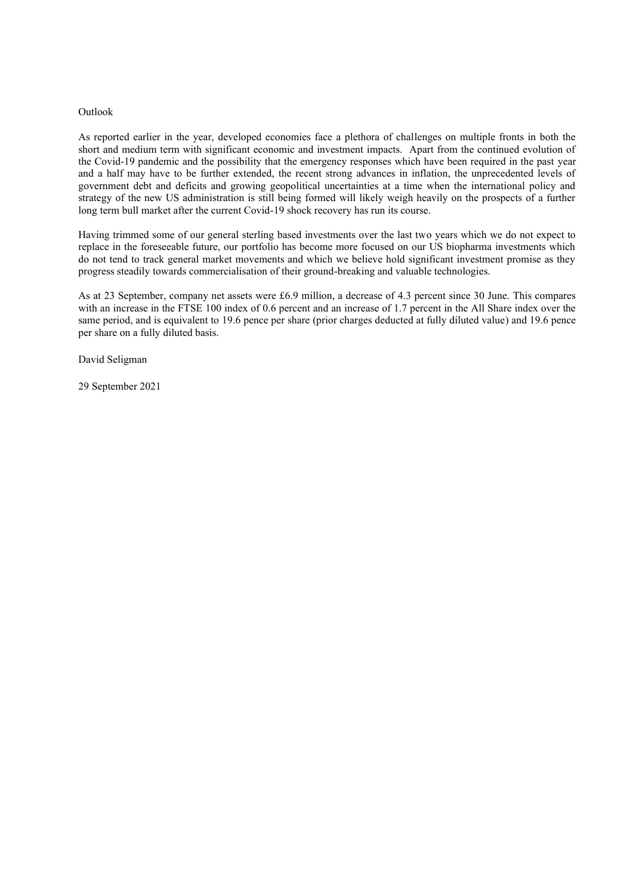## Outlook

As reported earlier in the year, developed economies face a plethora of challenges on multiple fronts in both the short and medium term with significant economic and investment impacts. Apart from the continued evolution of the Covid-19 pandemic and the possibility that the emergency responses which have been required in the past year and a half may have to be further extended, the recent strong advances in inflation, the unprecedented levels of government debt and deficits and growing geopolitical uncertainties at a time when the international policy and strategy of the new US administration is still being formed will likely weigh heavily on the prospects of a further long term bull market after the current Covid-19 shock recovery has run its course.

Having trimmed some of our general sterling based investments over the last two years which we do not expect to replace in the foreseeable future, our portfolio has become more focused on our US biopharma investments which do not tend to track general market movements and which we believe hold significant investment promise as they progress steadily towards commercialisation of their ground-breaking and valuable technologies.

As at 23 September, company net assets were £6.9 million, a decrease of 4.3 percent since 30 June. This compares with an increase in the FTSE 100 index of 0.6 percent and an increase of 1.7 percent in the All Share index over the same period, and is equivalent to 19.6 pence per share (prior charges deducted at fully diluted value) and 19.6 pence per share on a fully diluted basis.

David Seligman

29 September 2021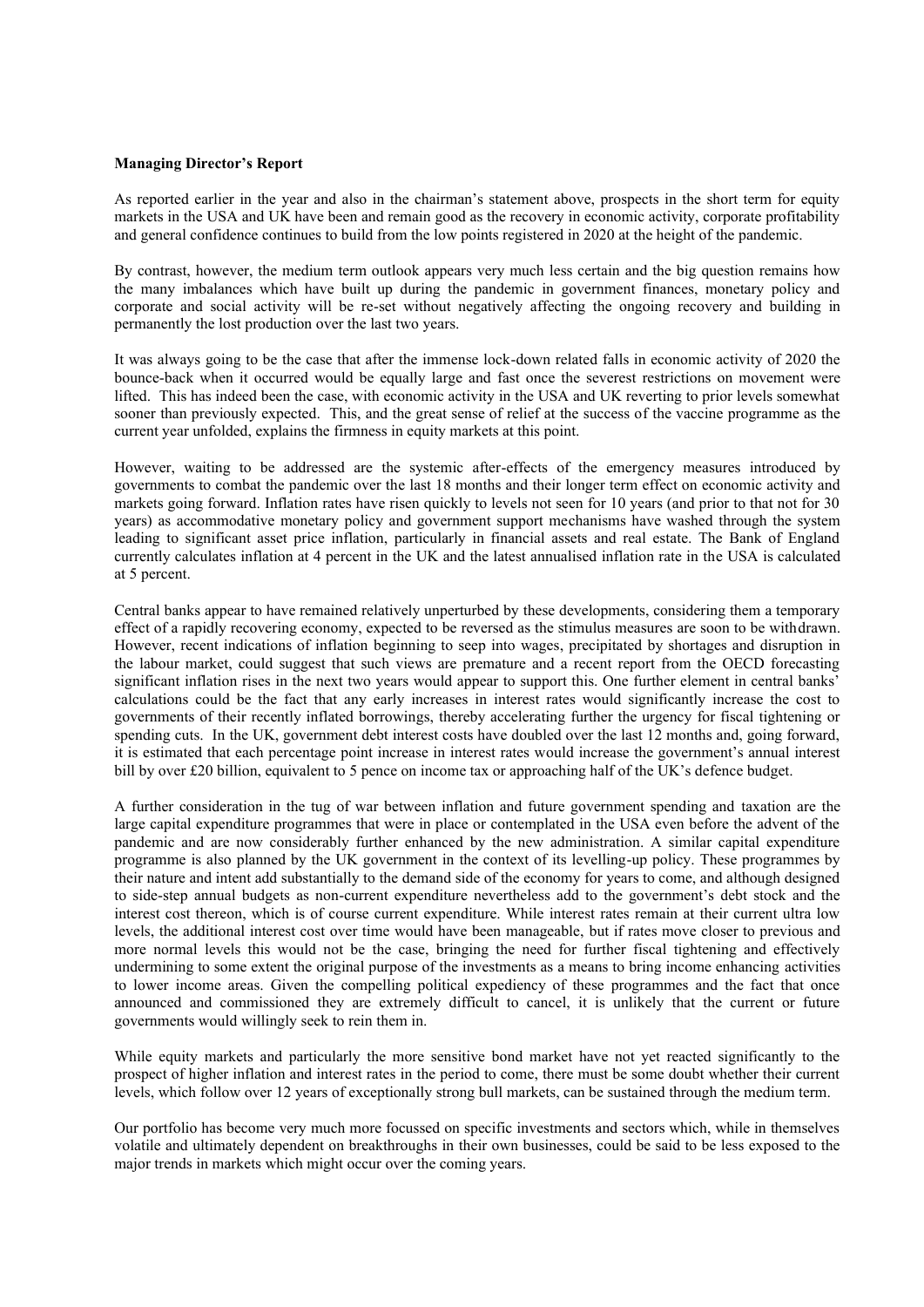**Managing Director's Report**

As reported earlier in the year and also in the chairman's statement above, prospects in the short term for equity markets in the USA and UK have been and remain good as the recovery in economic activity, corporate profitability and general confidence continues to build from the low points registered in 2020 at the height of the pandemic.

By contrast, however, the medium term outlook appears very much less certain and the big question remains how the many imbalances which have built up during the pandemic in government finances, monetary policy and corporate and social activity will be re-set without negatively affecting the ongoing recovery and building in permanently the lost production over the last two years.

It was always going to be the case that after the immense lock-down related falls in economic activity of 2020 the bounce-back when it occurred would be equally large and fast once the severest restrictions on movement were lifted. This has indeed been the case, with economic activity in the USA and UK reverting to prior levels somewhat sooner than previously expected. This, and the great sense of relief at the success of the vaccine programme as the current year unfolded, explains the firmness in equity markets at this point.

However, waiting to be addressed are the systemic after-effects of the emergency measures introduced by governments to combat the pandemic over the last 18 months and their longer term effect on economic activity and markets going forward. Inflation rates have risen quickly to levels not seen for 10 years (and prior to that not for 30 years) as accommodative monetary policy and government support mechanisms have washed through the system leading to significant asset price inflation, particularly in financial assets and real estate. The Bank of England currently calculates inflation at 4 percent in the UK and the latest annualised inflation rate in the USA is calculated at 5 percent.

Central banks appear to have remained relatively unperturbed by these developments, considering them a temporary effect of a rapidly recovering economy, expected to be reversed as the stimulus measures are soon to be withdrawn. However, recent indications of inflation beginning to seep into wages, precipitated by shortages and disruption in the labour market, could suggest that such views are premature and a recent report from the OECD forecasting significant inflation rises in the next two years would appear to support this. One further element in central banks' calculations could be the fact that any early increases in interest rates would significantly increase the cost to governments of their recently inflated borrowings, thereby accelerating further the urgency for fiscal tightening or spending cuts. In the UK, government debt interest costs have doubled over the last 12 months and, going forward, it is estimated that each percentage point increase in interest rates would increase the government's annual interest bill by over £20 billion, equivalent to 5 pence on income tax or approaching half of the UK's defence budget.

A further consideration in the tug of war between inflation and future government spending and taxation are the large capital expenditure programmes that were in place or contemplated in the USA even before the advent of the pandemic and are now considerably further enhanced by the new administration. A similar capital expenditure programme is also planned by the UK government in the context of its levelling-up policy. These programmes by their nature and intent add substantially to the demand side of the economy for years to come, and although designed to side-step annual budgets as non-current expenditure nevertheless add to the government's debt stock and the interest cost thereon, which is of course current expenditure. While interest rates remain at their current ultra low levels, the additional interest cost over time would have been manageable, but if rates move closer to previous and more normal levels this would not be the case, bringing the need for further fiscal tightening and effectively undermining to some extent the original purpose of the investments as a means to bring income enhancing activities to lower income areas. Given the compelling political expediency of these programmes and the fact that once announced and commissioned they are extremely difficult to cancel, it is unlikely that the current or future governments would willingly seek to rein them in.

While equity markets and particularly the more sensitive bond market have not yet reacted significantly to the prospect of higher inflation and interest rates in the period to come, there must be some doubt whether their current levels, which follow over 12 years of exceptionally strong bull markets, can be sustained through the medium term.

Our portfolio has become very much more focussed on specific investments and sectors which, while in themselves volatile and ultimately dependent on breakthroughs in their own businesses, could be said to be less exposed to the major trends in markets which might occur over the coming years.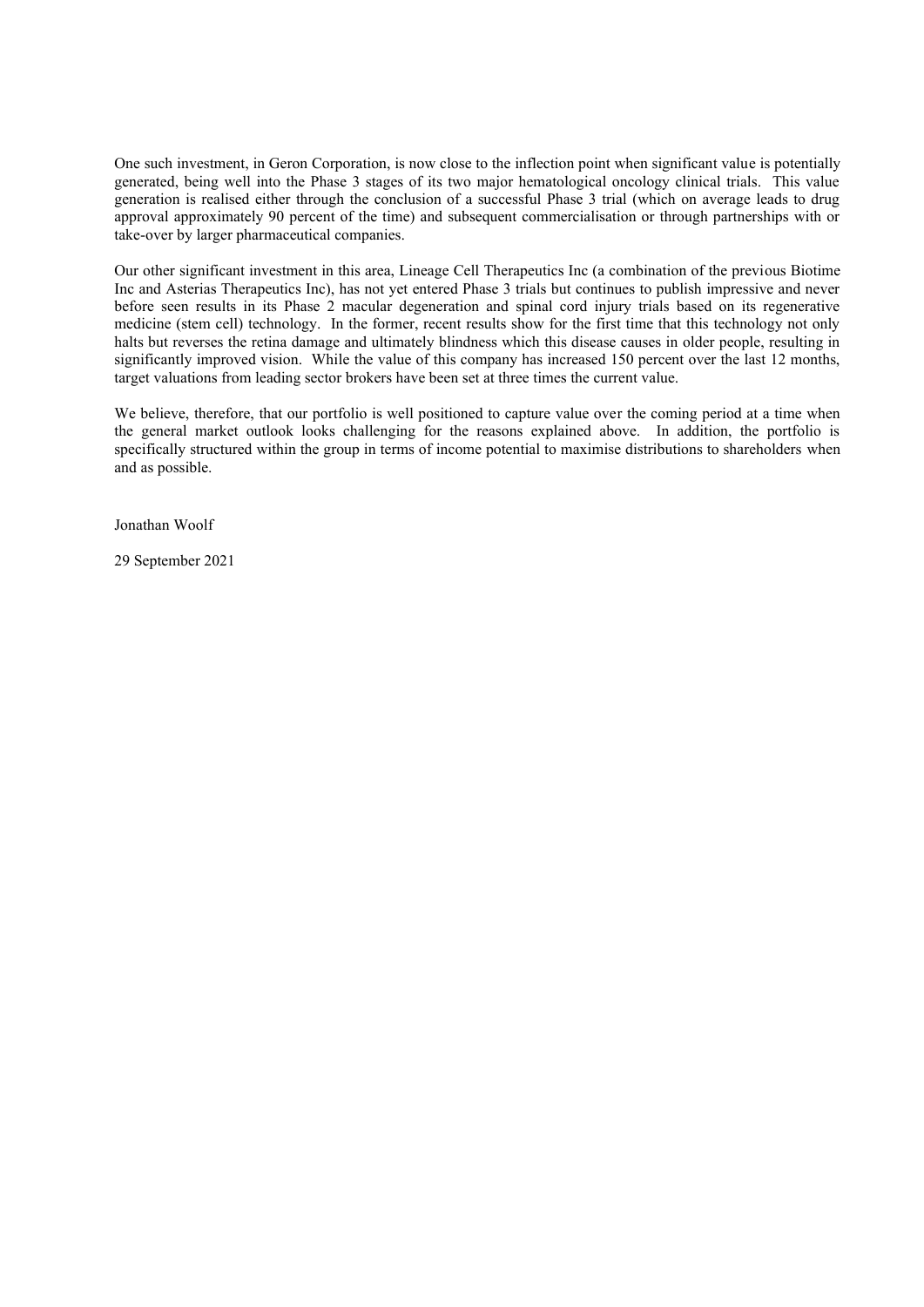One such investment, in Geron Corporation, is now close to the inflection point when significant value is potentially generated, being well into the Phase 3 stages of its two major hematological oncology clinical trials. This value generation is realised either through the conclusion of a successful Phase 3 trial (which on average leads to drug approval approximately 90 percent of the time) and subsequent commercialisation or through partnerships with or take-over by larger pharmaceutical companies.

Our other significant investment in this area, Lineage Cell Therapeutics Inc (a combination of the previous Biotime Inc and Asterias Therapeutics Inc), has not yet entered Phase 3 trials but continues to publish impressive and never before seen results in its Phase 2 macular degeneration and spinal cord injury trials based on its regenerative medicine (stem cell) technology. In the former, recent results show for the first time that this technology not only halts but reverses the retina damage and ultimately blindness which this disease causes in older people, resulting in significantly improved vision. While the value of this company has increased 150 percent over the last 12 months, target valuations from leading sector brokers have been set at three times the current value.

We believe, therefore, that our portfolio is well positioned to capture value over the coming period at a time when the general market outlook looks challenging for the reasons explained above. In addition, the portfolio is specifically structured within the group in terms of income potential to maximise distributions to shareholders when and as possible.

Jonathan Woolf

29 September 2021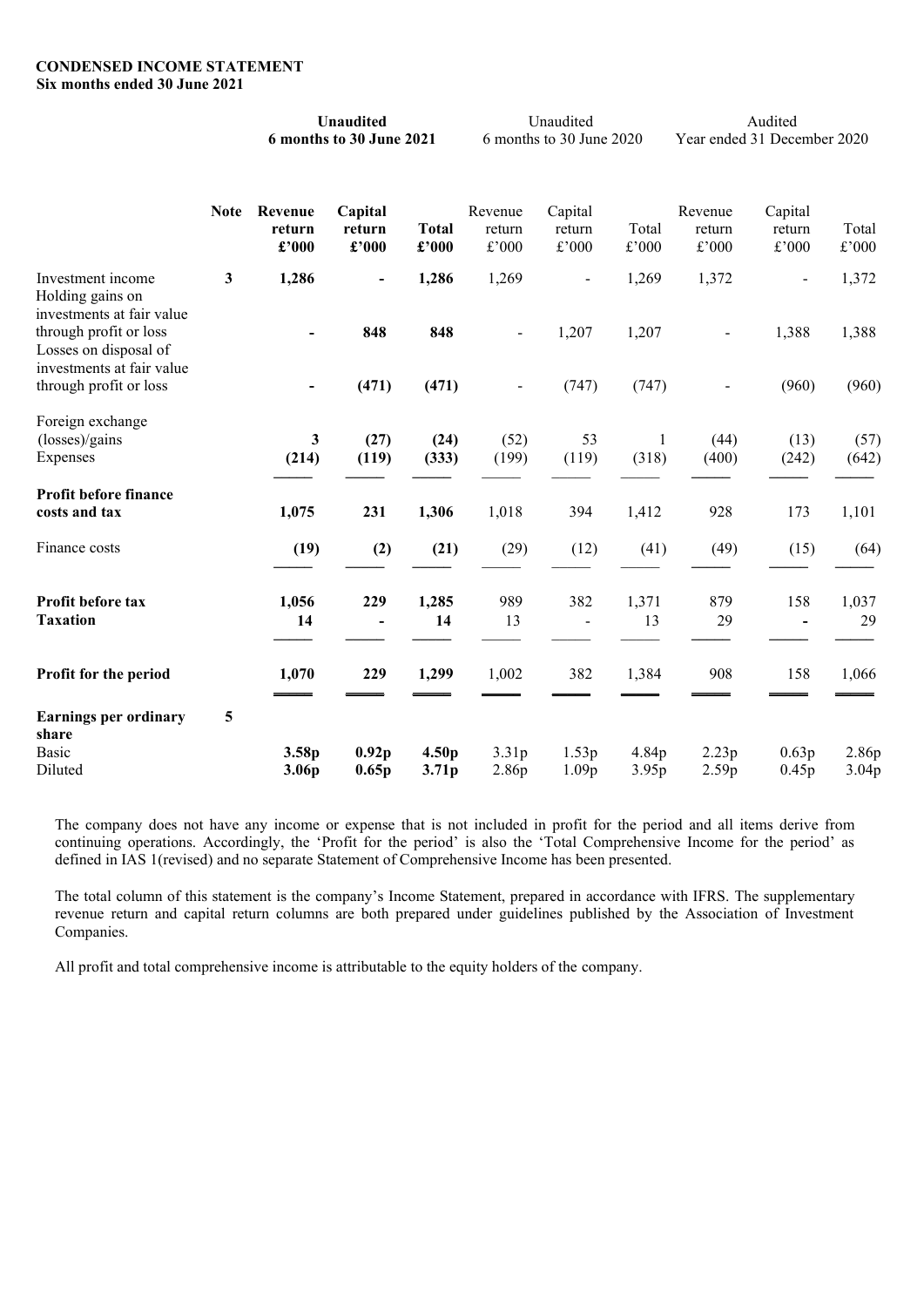**CONDENSED INCOME STATEMENT**
**Six months ended 30 June 2021**

| | Note | **Unaudited 6 months to 30 June 2021** | | | Unaudited 6 months to 30 June 2020 | | | Audited Year ended 31 December 2020 | | |
|---|---|---|---|---|---|---|---|---|---|---|
| | | **Revenue return £'000** | **Capital return £'000** | **Total £'000** | Revenue return £'000 | Capital return £'000 | Total £'000 | Revenue return £'000 | Capital return £'000 | Total £'000 |
| Investment income | 3 | **1,286** | **-** | **1,286** | 1,269 | - | 1,269 | 1,372 | - | 1,372 |
| Holding gains on investments at fair value through profit or loss | | **-** | **848** | **848** | - | 1,207 | 1,207 | - | 1,388 | 1,388 |
| Losses on disposal of investments at fair value through profit or loss | | **-** | **(471)** | **(471)** | - | (747) | (747) | - | (960) | (960) |
| Foreign exchange (losses)/gains | | **3** | **(27)** | **(24)** | (52) | 53 | 1 | (44) | (13) | (57) |
| Expenses | | **(214)** | **(119)** | **(333)** | (199) | (119) | (318) | (400) | (242) | (642) |
| **Profit before finance costs and tax** | | **1,075** | **231** | **1,306** | 1,018 | 394 | 1,412 | 928 | 173 | 1,101 |
| Finance costs | | **(19)** | **(2)** | **(21)** | (29) | (12) | (41) | (49) | (15) | (64) |
| **Profit before tax** | | **1,056** | **229** | **1,285** | 989 | 382 | 1,371 | 879 | 158 | 1,037 |
| **Taxation** | | **14** | **-** | **14** | 13 | - | 13 | 29 | **-** | 29 |
| **Profit for the period** | | **1,070** | **229** | **1,299** | 1,002 | 382 | 1,384 | 908 | 158 | 1,066 |
| **Earnings per ordinary share** | 5 | | | | | | | | | |
| Basic | | **3.58p** | **0.92p** | **4.50p** | 3.31p | 1.53p | 4.84p | 2.23p | 0.63p | 2.86p |
| Diluted | | **3.06p** | **0.65p** | **3.71p** | 2.86p | 1.09p | 3.95p | 2.59p | 0.45p | 3.04p |

The company does not have any income or expense that is not included in profit for the period and all items derive from continuing operations. Accordingly, the 'Profit for the period' is also the 'Total Comprehensive Income for the period' as defined in IAS 1(revised) and no separate Statement of Comprehensive Income has been presented.

The total column of this statement is the company's Income Statement, prepared in accordance with IFRS. The supplementary revenue return and capital return columns are both prepared under guidelines published by the Association of Investment Companies.

All profit and total comprehensive income is attributable to the equity holders of the company.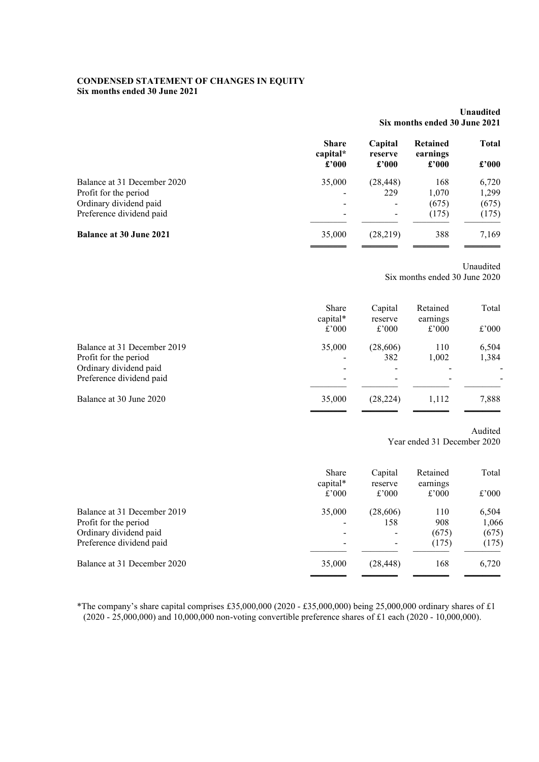**CONDENSED STATEMENT OF CHANGES IN EQUITY**
**Six months ended 30 June 2021**

| | **Unaudited Six months ended 30 June 2021** | | | |
|---|---|---|---|---|
| | **Share capital* £'000** | **Capital reserve £'000** | **Retained earnings £'000** | **Total £'000** |
| Balance at 31 December 2020 | 35,000 | (28,448) | 168 | 6,720 |
| Profit for the period | - | 229 | 1,070 | 1,299 |
| Ordinary dividend paid | - | - | (675) | (675) |
| Preference dividend paid | - | - | (175) | (175) |
| **Balance at 30 June 2021** | 35,000 | (28,219) | 388 | 7,169 |

| | Unaudited Six months ended 30 June 2020 | | | |
|---|---|---|---|---|
| | Share capital* £'000 | Capital reserve £'000 | Retained earnings £'000 | Total £'000 |
| Balance at 31 December 2019 | 35,000 | (28,606) | 110 | 6,504 |
| Profit for the period | - | 382 | 1,002 | 1,384 |
| Ordinary dividend paid | - | - | - | - |
| Preference dividend paid | - | - | - | - |
| Balance at 30 June 2020 | 35,000 | (28,224) | 1,112 | 7,888 |

| | Audited Year ended 31 December 2020 | | | |
|---|---|---|---|---|
| | Share capital* £'000 | Capital reserve £'000 | Retained earnings £'000 | Total £'000 |
| Balance at 31 December 2019 | 35,000 | (28,606) | 110 | 6,504 |
| Profit for the period | - | 158 | 908 | 1,066 |
| Ordinary dividend paid | - | - | (675) | (675) |
| Preference dividend paid | - | - | (175) | (175) |
| Balance at 31 December 2020 | 35,000 | (28,448) | 168 | 6,720 |

*The company's share capital comprises £35,000,000 (2020 - £35,000,000) being 25,000,000 ordinary shares of £1 (2020 - 25,000,000) and 10,000,000 non-voting convertible preference shares of £1 each (2020 - 10,000,000).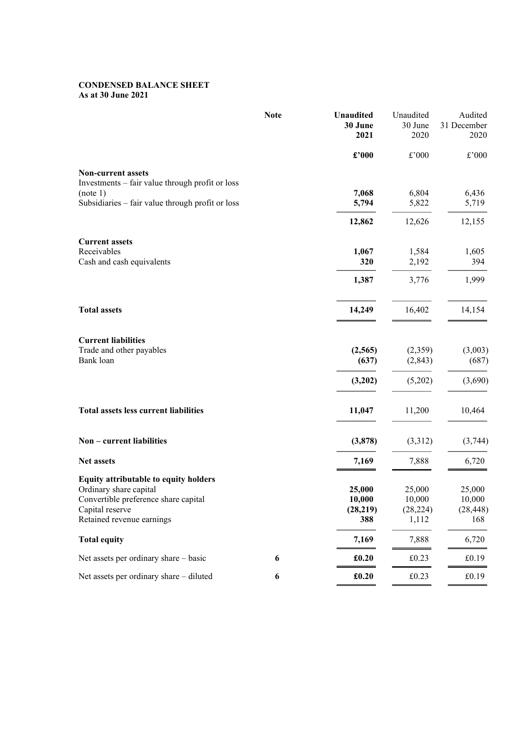**CONDENSED BALANCE SHEET**
**As at 30 June 2021**

| | Note | **Unaudited 30 June 2021** | Unaudited 30 June 2020 | Audited 31 December 2020 |
|---|---|---|---|---|
| | | **£'000** | £'000 | £'000 |
| **Non-current assets** | | | | |
| Investments – fair value through profit or loss (note 1) | | **7,068** | 6,804 | 6,436 |
| Subsidiaries – fair value through profit or loss | | **5,794** | 5,822 | 5,719 |
| | | **12,862** | 12,626 | 12,155 |
| **Current assets** | | | | |
| Receivables | | **1,067** | 1,584 | 1,605 |
| Cash and cash equivalents | | **320** | 2,192 | 394 |
| | | **1,387** | 3,776 | 1,999 |
| **Total assets** | | **14,249** | 16,402 | 14,154 |
| **Current liabilities** | | | | |
| Trade and other payables | | **(2,565)** | (2,359) | (3,003) |
| Bank loan | | **(637)** | (2,843) | (687) |
| | | **(3,202)** | (5,202) | (3,690) |
| **Total assets less current liabilities** | | **11,047** | 11,200 | 10,464 |
| **Non – current liabilities** | | **(3,878)** | (3,312) | (3,744) |
| **Net assets** | | **7,169** | 7,888 | 6,720 |
| **Equity attributable to equity holders** | | | | |
| Ordinary share capital | | **25,000** | 25,000 | 25,000 |
| Convertible preference share capital | | **10,000** | 10,000 | 10,000 |
| Capital reserve | | **(28,219)** | (28,224) | (28,448) |
| Retained revenue earnings | | **388** | 1,112 | 168 |
| **Total equity** | | **7,169** | 7,888 | 6,720 |
| Net assets per ordinary share – basic | 6 | **£0.20** | £0.23 | £0.19 |
| Net assets per ordinary share – diluted | 6 | **£0.20** | £0.23 | £0.19 |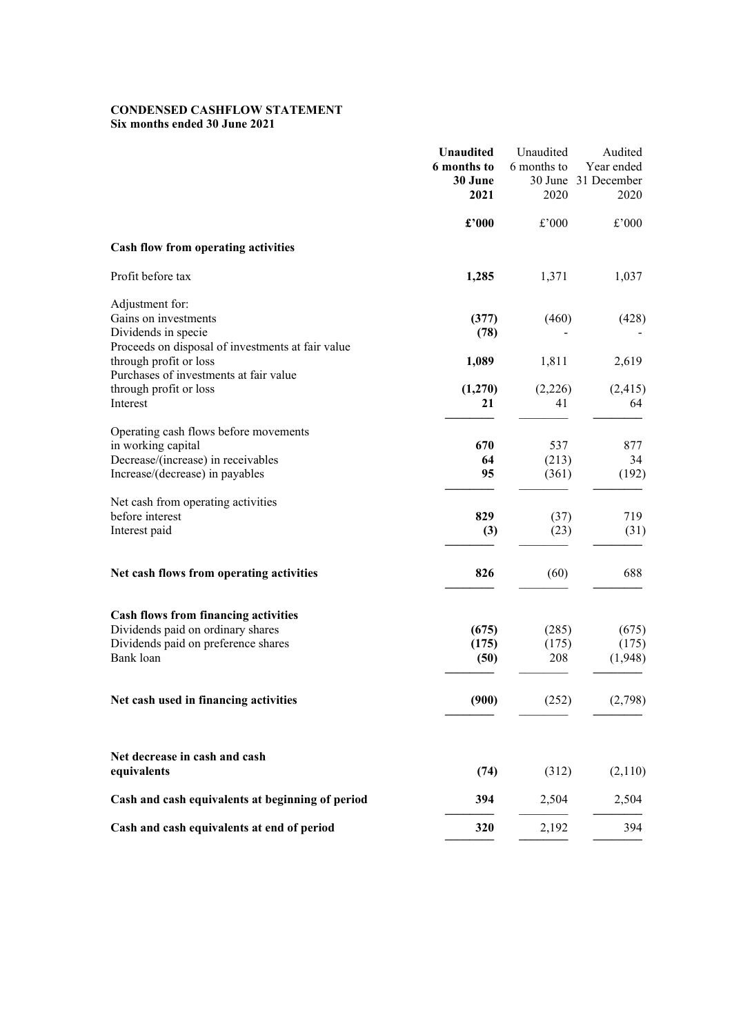**CONDENSED CASHFLOW STATEMENT**
**Six months ended 30 June 2021**

| | **Unaudited 6 months to 30 June 2021** | Unaudited 6 months to 30 June 2020 | Audited Year ended 31 December 2020 |
|---|---|---|---|
| | **£'000** | £'000 | £'000 |
| **Cash flow from operating activities** | | | |
| Profit before tax | **1,285** | 1,371 | 1,037 |
| Adjustment for: | | | |
| Gains on investments | **(377)** | (460) | (428) |
| Dividends in specie | **(78)** | - | - |
| Proceeds on disposal of investments at fair value through profit or loss | **1,089** | 1,811 | 2,619 |
| Purchases of investments at fair value through profit or loss | **(1,270)** | (2,226) | (2,415) |
| Interest | **21** | 41 | 64 |
| Operating cash flows before movements in working capital | **670** | 537 | 877 |
| Decrease/(increase) in receivables | **64** | (213) | 34 |
| Increase/(decrease) in payables | **95** | (361) | (192) |
| Net cash from operating activities before interest | **829** | (37) | 719 |
| Interest paid | **(3)** | (23) | (31) |
| **Net cash flows from operating activities** | **826** | (60) | 688 |
| **Cash flows from financing activities** | | | |
| Dividends paid on ordinary shares | **(675)** | (285) | (675) |
| Dividends paid on preference shares | **(175)** | (175) | (175) |
| Bank loan | **(50)** | 208 | (1,948) |
| **Net cash used in financing activities** | **(900)** | (252) | (2,798) |
| **Net decrease in cash and cash equivalents** | **(74)** | (312) | (2,110) |
| **Cash and cash equivalents at beginning of period** | **394** | 2,504 | 2,504 |
| **Cash and cash equivalents at end of period** | **320** | 2,192 | 394 |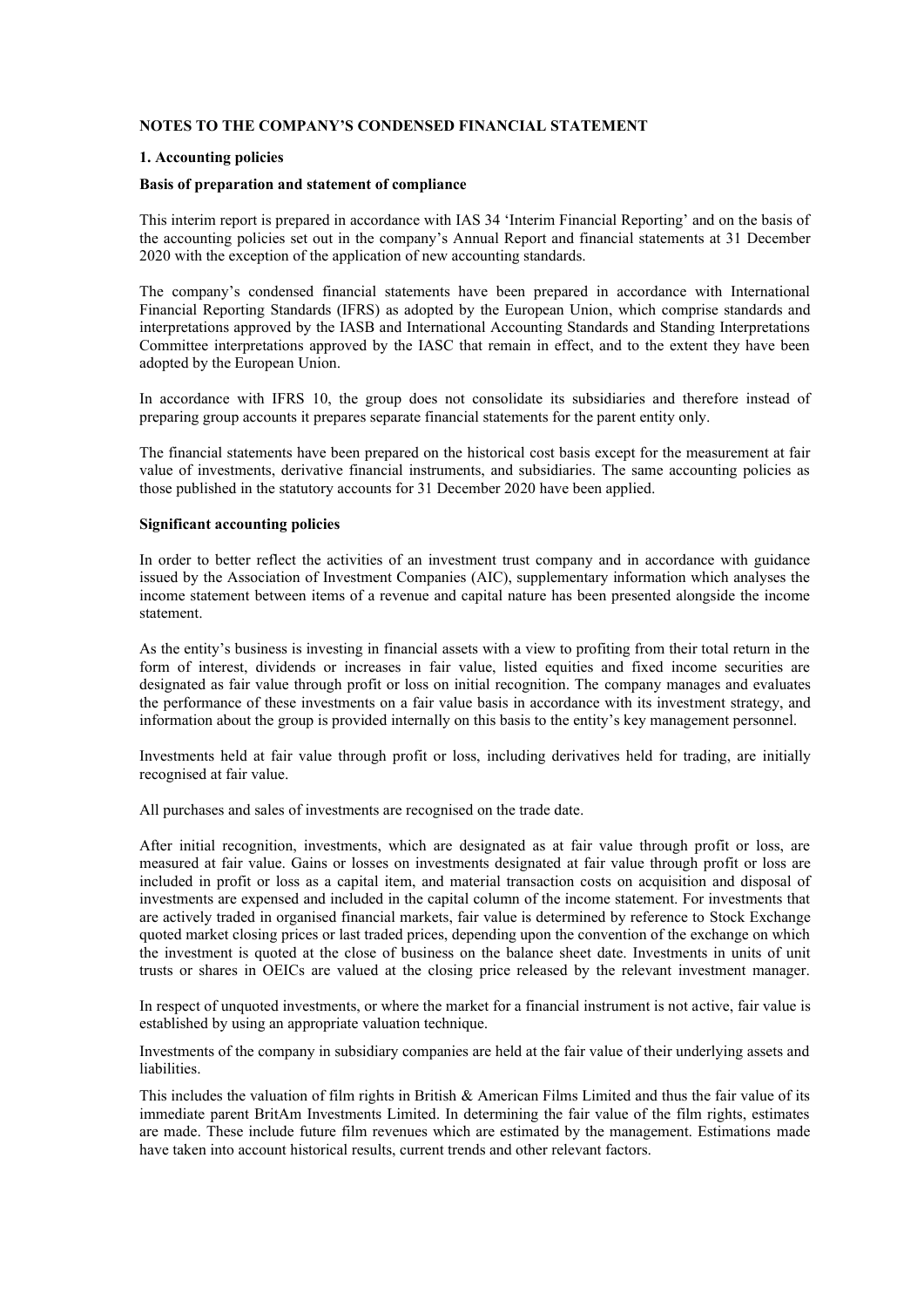## NOTES TO THE COMPANY'S CONDENSED FINANCIAL STATEMENT

### 1. Accounting policies

**Basis of preparation and statement of compliance**

This interim report is prepared in accordance with IAS 34 'Interim Financial Reporting' and on the basis of the accounting policies set out in the company's Annual Report and financial statements at 31 December 2020 with the exception of the application of new accounting standards.

The company's condensed financial statements have been prepared in accordance with International Financial Reporting Standards (IFRS) as adopted by the European Union, which comprise standards and interpretations approved by the IASB and International Accounting Standards and Standing Interpretations Committee interpretations approved by the IASC that remain in effect, and to the extent they have been adopted by the European Union.

In accordance with IFRS 10, the group does not consolidate its subsidiaries and therefore instead of preparing group accounts it prepares separate financial statements for the parent entity only.

The financial statements have been prepared on the historical cost basis except for the measurement at fair value of investments, derivative financial instruments, and subsidiaries. The same accounting policies as those published in the statutory accounts for 31 December 2020 have been applied.

**Significant accounting policies**

In order to better reflect the activities of an investment trust company and in accordance with guidance issued by the Association of Investment Companies (AIC), supplementary information which analyses the income statement between items of a revenue and capital nature has been presented alongside the income statement.

As the entity's business is investing in financial assets with a view to profiting from their total return in the form of interest, dividends or increases in fair value, listed equities and fixed income securities are designated as fair value through profit or loss on initial recognition. The company manages and evaluates the performance of these investments on a fair value basis in accordance with its investment strategy, and information about the group is provided internally on this basis to the entity's key management personnel.

Investments held at fair value through profit or loss, including derivatives held for trading, are initially recognised at fair value.

All purchases and sales of investments are recognised on the trade date.

After initial recognition, investments, which are designated as at fair value through profit or loss, are measured at fair value. Gains or losses on investments designated at fair value through profit or loss are included in profit or loss as a capital item, and material transaction costs on acquisition and disposal of investments are expensed and included in the capital column of the income statement. For investments that are actively traded in organised financial markets, fair value is determined by reference to Stock Exchange quoted market closing prices or last traded prices, depending upon the convention of the exchange on which the investment is quoted at the close of business on the balance sheet date. Investments in units of unit trusts or shares in OEICs are valued at the closing price released by the relevant investment manager.

In respect of unquoted investments, or where the market for a financial instrument is not active, fair value is established by using an appropriate valuation technique.

Investments of the company in subsidiary companies are held at the fair value of their underlying assets and liabilities.

This includes the valuation of film rights in British & American Films Limited and thus the fair value of its immediate parent BritAm Investments Limited. In determining the fair value of the film rights, estimates are made. These include future film revenues which are estimated by the management. Estimations made have taken into account historical results, current trends and other relevant factors.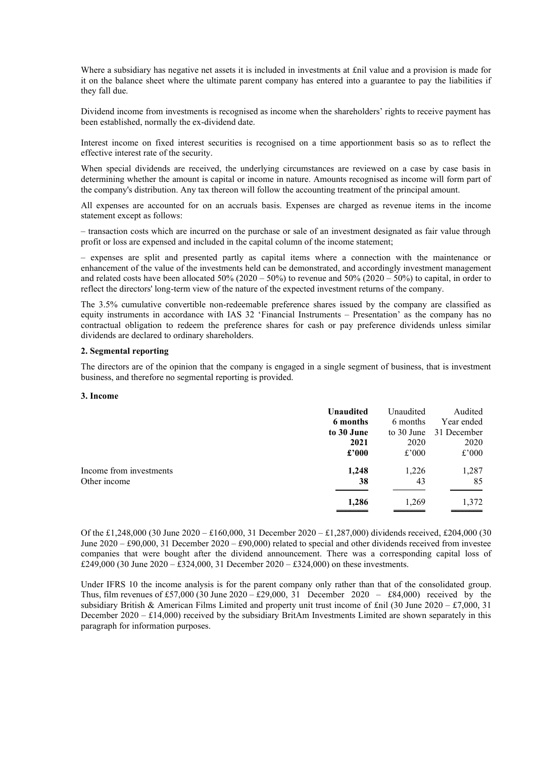Where a subsidiary has negative net assets it is included in investments at £nil value and a provision is made for it on the balance sheet where the ultimate parent company has entered into a guarantee to pay the liabilities if they fall due.

Dividend income from investments is recognised as income when the shareholders' rights to receive payment has been established, normally the ex-dividend date.

Interest income on fixed interest securities is recognised on a time apportionment basis so as to reflect the effective interest rate of the security.

When special dividends are received, the underlying circumstances are reviewed on a case by case basis in determining whether the amount is capital or income in nature. Amounts recognised as income will form part of the company's distribution. Any tax thereon will follow the accounting treatment of the principal amount.

All expenses are accounted for on an accruals basis. Expenses are charged as revenue items in the income statement except as follows:

– transaction costs which are incurred on the purchase or sale of an investment designated as fair value through profit or loss are expensed and included in the capital column of the income statement;

– expenses are split and presented partly as capital items where a connection with the maintenance or enhancement of the value of the investments held can be demonstrated, and accordingly investment management and related costs have been allocated 50% (2020 – 50%) to revenue and 50% (2020 – 50%) to capital, in order to reflect the directors' long-term view of the nature of the expected investment returns of the company.

The 3.5% cumulative convertible non-redeemable preference shares issued by the company are classified as equity instruments in accordance with IAS 32 'Financial Instruments – Presentation' as the company has no contractual obligation to redeem the preference shares for cash or pay preference dividends unless similar dividends are declared to ordinary shareholders.

**2. Segmental reporting**

The directors are of the opinion that the company is engaged in a single segment of business, that is investment business, and therefore no segmental reporting is provided.

**3. Income**

| | **Unaudited 6 months to 30 June 2021 £'000** | Unaudited 6 months to 30 June 2020 £'000 | Audited Year ended 31 December 2020 £'000 |
|---|---|---|---|
| Income from investments | **1,248** | 1,226 | 1,287 |
| Other income | **38** | 43 | 85 |
| | **1,286** | 1,269 | 1,372 |

Of the £1,248,000 (30 June 2020 – £160,000, 31 December 2020 – £1,287,000) dividends received, £204,000 (30 June 2020 – £90,000, 31 December 2020 – £90,000) related to special and other dividends received from investee companies that were bought after the dividend announcement. There was a corresponding capital loss of £249,000 (30 June 2020 – £324,000, 31 December 2020 – £324,000) on these investments.

Under IFRS 10 the income analysis is for the parent company only rather than that of the consolidated group. Thus, film revenues of £57,000 (30 June 2020 – £29,000, 31 December 2020 – £84,000) received by the subsidiary British & American Films Limited and property unit trust income of £nil (30 June 2020 – £7,000, 31 December 2020 – £14,000) received by the subsidiary BritAm Investments Limited are shown separately in this paragraph for information purposes.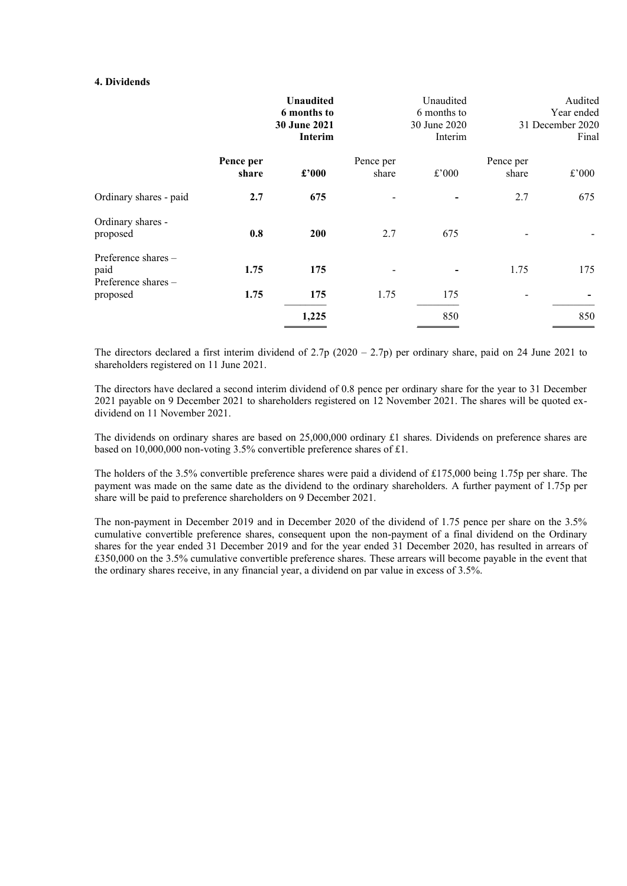**4. Dividends**

| | Unaudited 6 months to 30 June 2021 Interim | | Unaudited 6 months to 30 June 2020 Interim | | Audited Year ended 31 December 2020 Final | |
|---|---|---|---|---|---|---|
| | **Pence per share** | **£'000** | Pence per share | £'000 | Pence per share | £'000 |
| Ordinary shares - paid | **2.7** | **675** | - | - | 2.7 | 675 |
| Ordinary shares - proposed | **0.8** | **200** | 2.7 | 675 | - | - |
| Preference shares – paid | **1.75** | **175** | - | - | 1.75 | 175 |
| Preference shares – proposed | **1.75** | **175** | 1.75 | 175 | - | - |
| | | **1,225** | | 850 | | 850 |

The directors declared a first interim dividend of 2.7p (2020 – 2.7p) per ordinary share, paid on 24 June 2021 to shareholders registered on 11 June 2021.

The directors have declared a second interim dividend of 0.8 pence per ordinary share for the year to 31 December 2021 payable on 9 December 2021 to shareholders registered on 12 November 2021. The shares will be quoted ex-dividend on 11 November 2021.

The dividends on ordinary shares are based on 25,000,000 ordinary £1 shares. Dividends on preference shares are based on 10,000,000 non-voting 3.5% convertible preference shares of £1.

The holders of the 3.5% convertible preference shares were paid a dividend of £175,000 being 1.75p per share. The payment was made on the same date as the dividend to the ordinary shareholders. A further payment of 1.75p per share will be paid to preference shareholders on 9 December 2021.

The non-payment in December 2019 and in December 2020 of the dividend of 1.75 pence per share on the 3.5% cumulative convertible preference shares, consequent upon the non-payment of a final dividend on the Ordinary shares for the year ended 31 December 2019 and for the year ended 31 December 2020, has resulted in arrears of £350,000 on the 3.5% cumulative convertible preference shares. These arrears will become payable in the event that the ordinary shares receive, in any financial year, a dividend on par value in excess of 3.5%.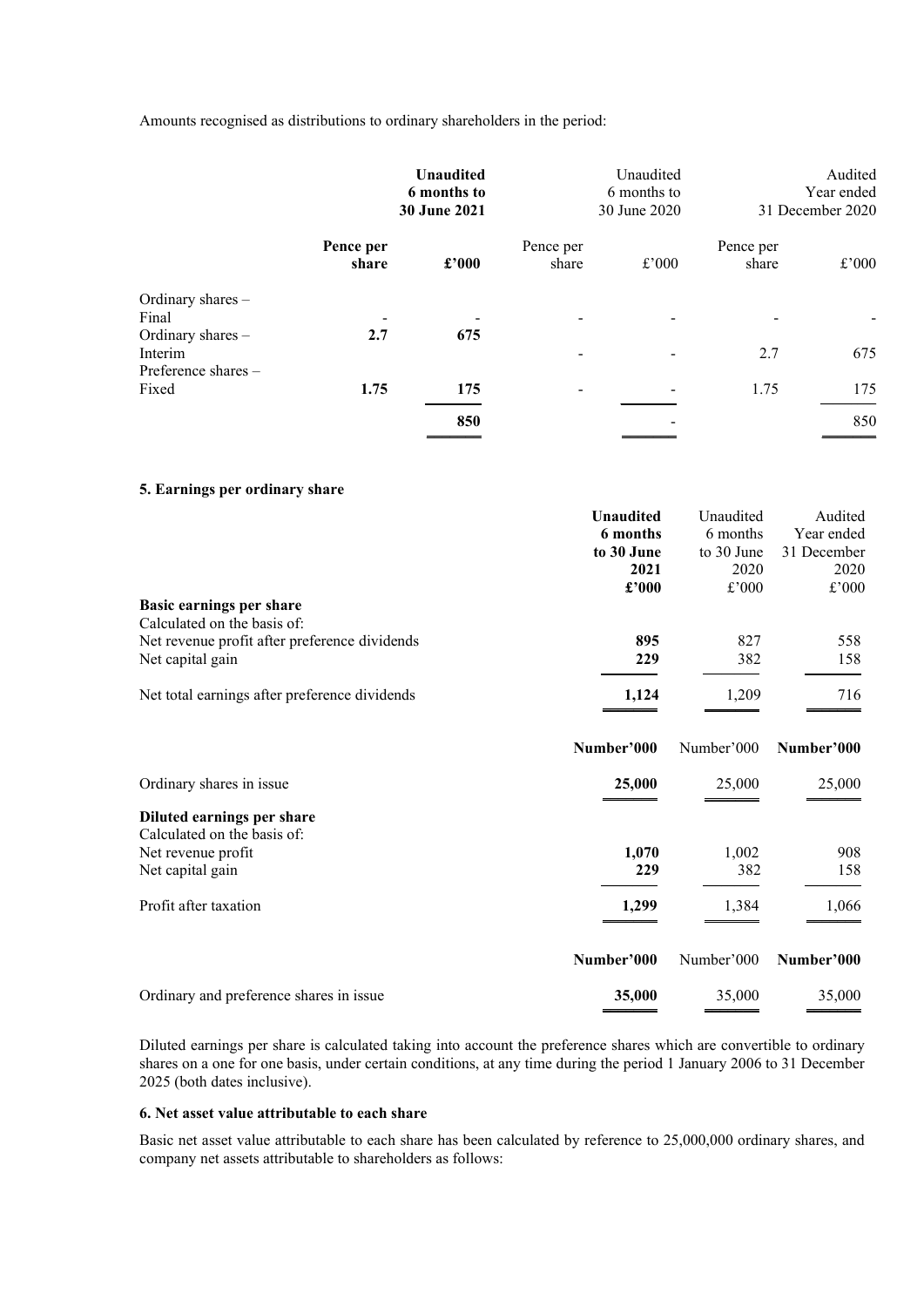Amounts recognised as distributions to ordinary shareholders in the period:

| | **Unaudited 6 months to 30 June 2021** | | Unaudited 6 months to 30 June 2020 | | Audited Year ended 31 December 2020 | |
|---|---|---|---|---|---|---|
| | **Pence per share** | **£'000** | Pence per share | £'000 | Pence per share | £'000 |
| Ordinary shares – Final | - | - | - | - | - | - |
| Ordinary shares – Interim | **2.7** | **675** | - | - | 2.7 | 675 |
| Preference shares – Fixed | **1.75** | **175** | - | - | 1.75 | 175 |
| | | **850** | | - | | 850 |

**5. Earnings per ordinary share**

| | **Unaudited 6 months to 30 June 2021 £'000** | Unaudited 6 months to 30 June 2020 £'000 | Audited Year ended 31 December 2020 £'000 |
|---|---|---|---|
| **Basic earnings per share** | | | |
| Calculated on the basis of: | | | |
| Net revenue profit after preference dividends | **895** | 827 | 558 |
| Net capital gain | **229** | 382 | 158 |
| Net total earnings after preference dividends | **1,124** | 1,209 | 716 |
| | **Number'000** | Number'000 | **Number'000** |
| Ordinary shares in issue | **25,000** | 25,000 | 25,000 |
| **Diluted earnings per share** | | | |
| Calculated on the basis of: | | | |
| Net revenue profit | **1,070** | 1,002 | 908 |
| Net capital gain | **229** | 382 | 158 |
| Profit after taxation | **1,299** | 1,384 | 1,066 |
| | **Number'000** | Number'000 | **Number'000** |
| Ordinary and preference shares in issue | **35,000** | 35,000 | 35,000 |

Diluted earnings per share is calculated taking into account the preference shares which are convertible to ordinary shares on a one for one basis, under certain conditions, at any time during the period 1 January 2006 to 31 December 2025 (both dates inclusive).

**6. Net asset value attributable to each share**

Basic net asset value attributable to each share has been calculated by reference to 25,000,000 ordinary shares, and company net assets attributable to shareholders as follows: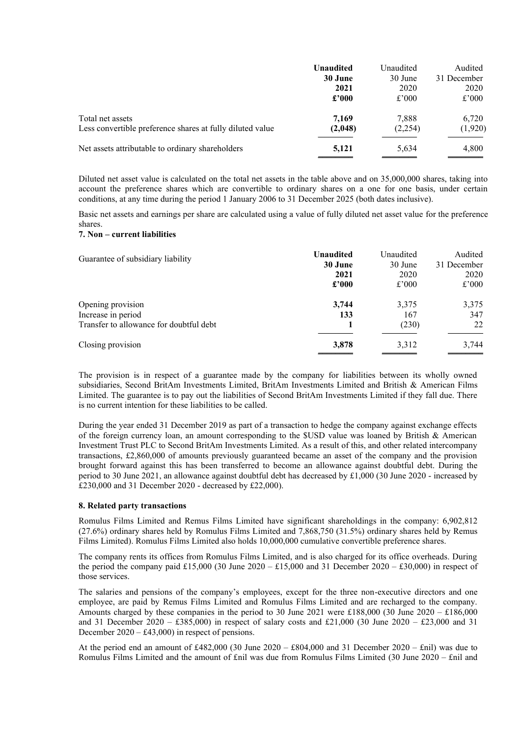| | Unaudited 30 June 2021 £'000 | Unaudited 30 June 2020 £'000 | Audited 31 December 2020 £'000 |
|---|---|---|---|
| Total net assets | **7,169** | 7,888 | 6,720 |
| Less convertible preference shares at fully diluted value | **(2,048)** | (2,254) | (1,920) |
| Net assets attributable to ordinary shareholders | **5,121** | 5,634 | 4,800 |

Diluted net asset value is calculated on the total net assets in the table above and on 35,000,000 shares, taking into account the preference shares which are convertible to ordinary shares on a one for one basis, under certain conditions, at any time during the period 1 January 2006 to 31 December 2025 (both dates inclusive).

Basic net assets and earnings per share are calculated using a value of fully diluted net asset value for the preference shares.

**7. Non – current liabilities**

| Guarantee of subsidiary liability | Unaudited 30 June 2021 £'000 | Unaudited 30 June 2020 £'000 | Audited 31 December 2020 £'000 |
|---|---|---|---|
| Opening provision | **3,744** | 3,375 | 3,375 |
| Increase in period | **133** | 167 | 347 |
| Transfer to allowance for doubtful debt | **1** | (230) | 22 |
| Closing provision | **3,878** | 3,312 | 3,744 |

The provision is in respect of a guarantee made by the company for liabilities between its wholly owned subsidiaries, Second BritAm Investments Limited, BritAm Investments Limited and British & American Films Limited. The guarantee is to pay out the liabilities of Second BritAm Investments Limited if they fall due. There is no current intention for these liabilities to be called.

During the year ended 31 December 2019 as part of a transaction to hedge the company against exchange effects of the foreign currency loan, an amount corresponding to the $USD value was loaned by British & American Investment Trust PLC to Second BritAm Investments Limited. As a result of this, and other related intercompany transactions, £2,860,000 of amounts previously guaranteed became an asset of the company and the provision brought forward against this has been transferred to become an allowance against doubtful debt. During the period to 30 June 2021, an allowance against doubtful debt has decreased by £1,000 (30 June 2020 - increased by £230,000 and 31 December 2020 - decreased by £22,000).

**8. Related party transactions**

Romulus Films Limited and Remus Films Limited have significant shareholdings in the company: 6,902,812 (27.6%) ordinary shares held by Romulus Films Limited and 7,868,750 (31.5%) ordinary shares held by Remus Films Limited). Romulus Films Limited also holds 10,000,000 cumulative convertible preference shares.

The company rents its offices from Romulus Films Limited, and is also charged for its office overheads. During the period the company paid £15,000 (30 June 2020 – £15,000 and 31 December 2020 – £30,000) in respect of those services.

The salaries and pensions of the company's employees, except for the three non-executive directors and one employee, are paid by Remus Films Limited and Romulus Films Limited and are recharged to the company. Amounts charged by these companies in the period to 30 June 2021 were £188,000 (30 June 2020 – £186,000 and 31 December 2020 – £385,000) in respect of salary costs and £21,000 (30 June 2020 – £23,000 and 31 December 2020 – £43,000) in respect of pensions.

At the period end an amount of £482,000 (30 June 2020 – £804,000 and 31 December 2020 – £nil) was due to Romulus Films Limited and the amount of £nil was due from Romulus Films Limited (30 June 2020 – £nil and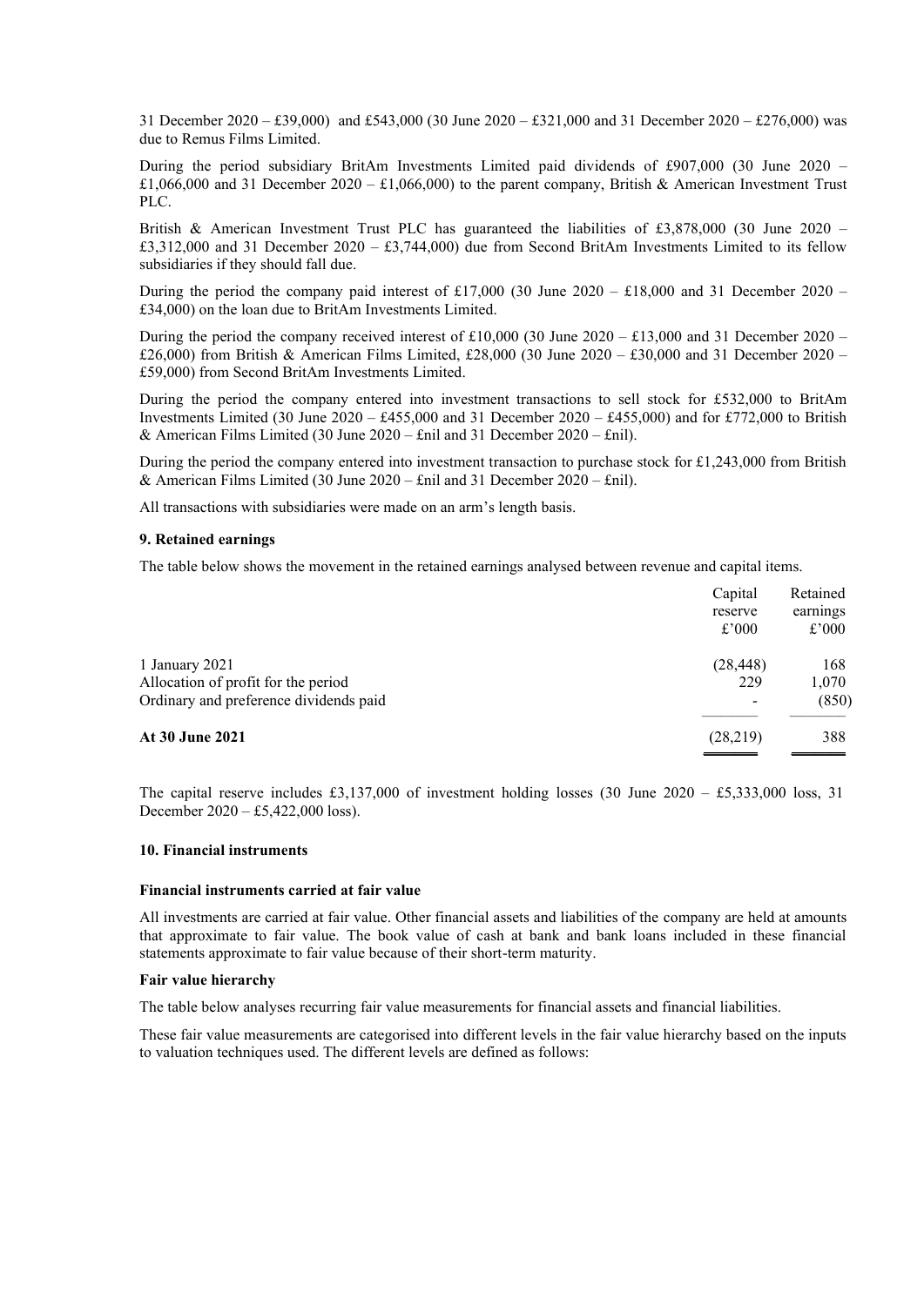31 December 2020 – £39,000) and £543,000 (30 June 2020 – £321,000 and 31 December 2020 – £276,000) was due to Remus Films Limited.

During the period subsidiary BritAm Investments Limited paid dividends of £907,000 (30 June 2020 – £1,066,000 and 31 December 2020 – £1,066,000) to the parent company, British & American Investment Trust PLC.

British & American Investment Trust PLC has guaranteed the liabilities of £3,878,000 (30 June 2020 – £3,312,000 and 31 December 2020 – £3,744,000) due from Second BritAm Investments Limited to its fellow subsidiaries if they should fall due.

During the period the company paid interest of £17,000 (30 June 2020 – £18,000 and 31 December 2020 – £34,000) on the loan due to BritAm Investments Limited.

During the period the company received interest of £10,000 (30 June 2020 – £13,000 and 31 December 2020 – £26,000) from British & American Films Limited, £28,000 (30 June 2020 – £30,000 and 31 December 2020 – £59,000) from Second BritAm Investments Limited.

During the period the company entered into investment transactions to sell stock for £532,000 to BritAm Investments Limited (30 June 2020 – £455,000 and 31 December 2020 – £455,000) and for £772,000 to British & American Films Limited (30 June 2020 – £nil and 31 December 2020 – £nil).

During the period the company entered into investment transaction to purchase stock for £1,243,000 from British & American Films Limited (30 June 2020 – £nil and 31 December 2020 – £nil).

All transactions with subsidiaries were made on an arm's length basis.

**9. Retained earnings**

The table below shows the movement in the retained earnings analysed between revenue and capital items.

| | Capital reserve £'000 | Retained earnings £'000 |
|---|---|---|
| 1 January 2021 | (28,448) | 168 |
| Allocation of profit for the period | 229 | 1,070 |
| Ordinary and preference dividends paid | - | (850) |
| **At 30 June 2021** | (28,219) | 388 |

The capital reserve includes £3,137,000 of investment holding losses (30 June 2020 – £5,333,000 loss, 31 December 2020 – £5,422,000 loss).

**10. Financial instruments**

**Financial instruments carried at fair value**

All investments are carried at fair value. Other financial assets and liabilities of the company are held at amounts that approximate to fair value. The book value of cash at bank and bank loans included in these financial statements approximate to fair value because of their short-term maturity.

**Fair value hierarchy**

The table below analyses recurring fair value measurements for financial assets and financial liabilities.

These fair value measurements are categorised into different levels in the fair value hierarchy based on the inputs to valuation techniques used. The different levels are defined as follows: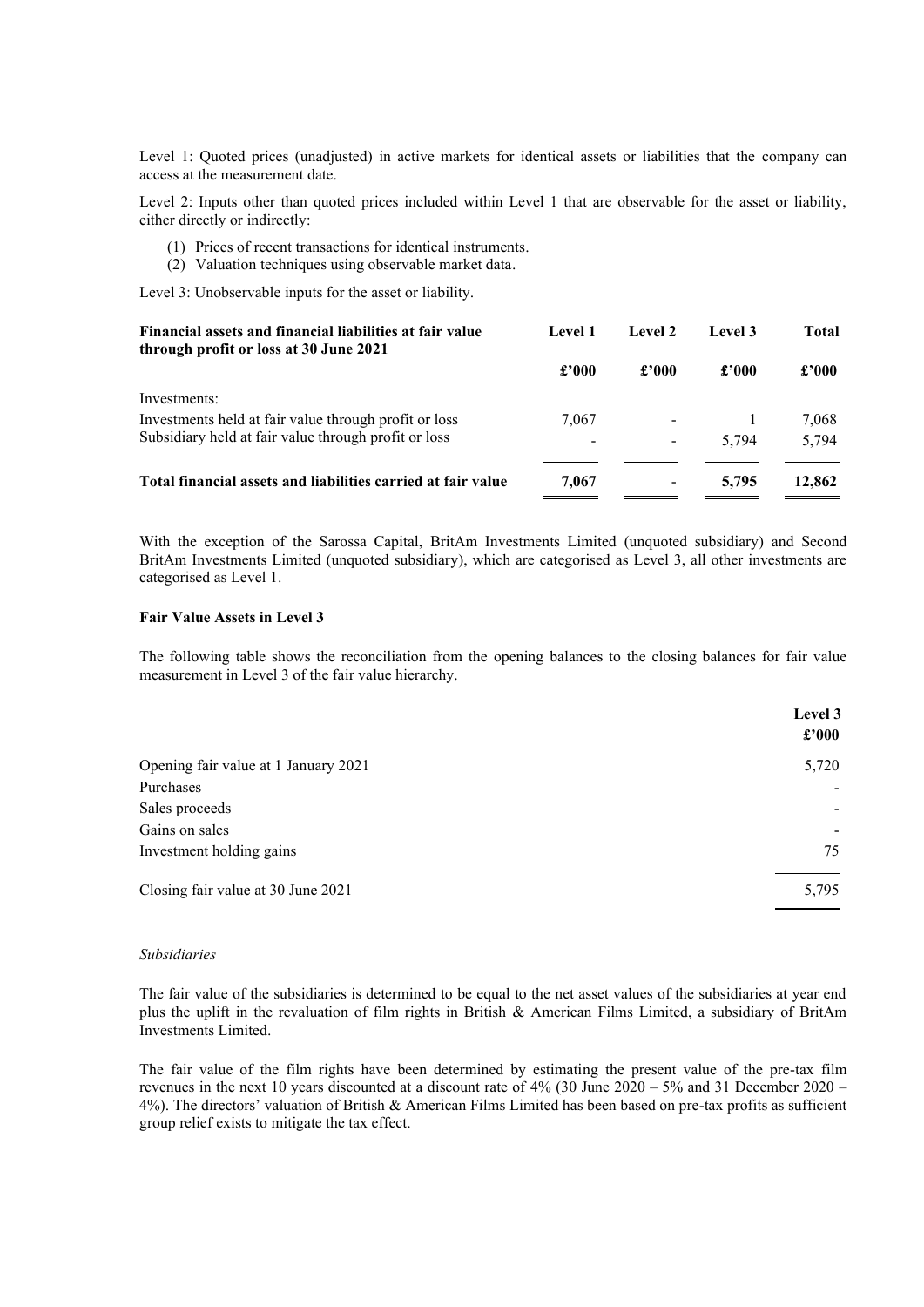Level 1: Quoted prices (unadjusted) in active markets for identical assets or liabilities that the company can access at the measurement date.

Level 2: Inputs other than quoted prices included within Level 1 that are observable for the asset or liability, either directly or indirectly:

(1) Prices of recent transactions for identical instruments.
(2) Valuation techniques using observable market data.

Level 3: Unobservable inputs for the asset or liability.

| **Financial assets and financial liabilities at fair value through profit or loss at 30 June 2021** | **Level 1** | **Level 2** | **Level 3** | **Total** |
|---|---|---|---|---|
| | **£'000** | **£'000** | **£'000** | **£'000** |
| Investments: | | | | |
| Investments held at fair value through profit or loss | 7,067 | - | 1 | 7,068 |
| Subsidiary held at fair value through profit or loss | - | - | 5,794 | 5,794 |
| **Total financial assets and liabilities carried at fair value** | **7,067** | **-** | **5,795** | **12,862** |

With the exception of the Sarossa Capital, BritAm Investments Limited (unquoted subsidiary) and Second BritAm Investments Limited (unquoted subsidiary), which are categorised as Level 3, all other investments are categorised as Level 1.

**Fair Value Assets in Level 3**

The following table shows the reconciliation from the opening balances to the closing balances for fair value measurement in Level 3 of the fair value hierarchy.

| | **Level 3** |
|---|---|
| | **£'000** |
| Opening fair value at 1 January 2021 | 5,720 |
| Purchases | - |
| Sales proceeds | - |
| Gains on sales | - |
| Investment holding gains | 75 |
| Closing fair value at 30 June 2021 | 5,795 |

*Subsidiaries*

The fair value of the subsidiaries is determined to be equal to the net asset values of the subsidiaries at year end plus the uplift in the revaluation of film rights in British & American Films Limited, a subsidiary of BritAm Investments Limited.

The fair value of the film rights have been determined by estimating the present value of the pre-tax film revenues in the next 10 years discounted at a discount rate of 4% (30 June 2020 – 5% and 31 December 2020 – 4%). The directors' valuation of British & American Films Limited has been based on pre-tax profits as sufficient group relief exists to mitigate the tax effect.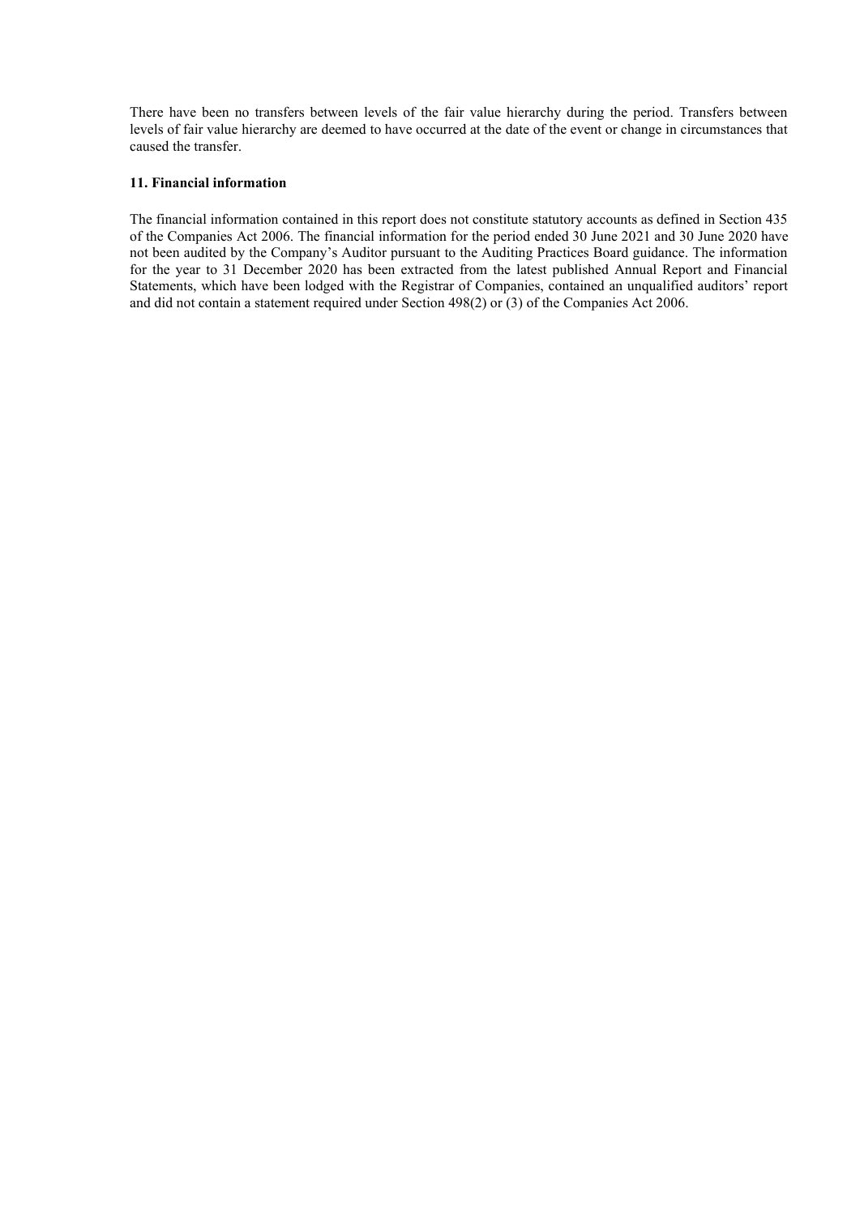There have been no transfers between levels of the fair value hierarchy during the period. Transfers between levels of fair value hierarchy are deemed to have occurred at the date of the event or change in circumstances that caused the transfer.

**11. Financial information**

The financial information contained in this report does not constitute statutory accounts as defined in Section 435 of the Companies Act 2006. The financial information for the period ended 30 June 2021 and 30 June 2020 have not been audited by the Company's Auditor pursuant to the Auditing Practices Board guidance. The information for the year to 31 December 2020 has been extracted from the latest published Annual Report and Financial Statements, which have been lodged with the Registrar of Companies, contained an unqualified auditors' report and did not contain a statement required under Section 498(2) or (3) of the Companies Act 2006.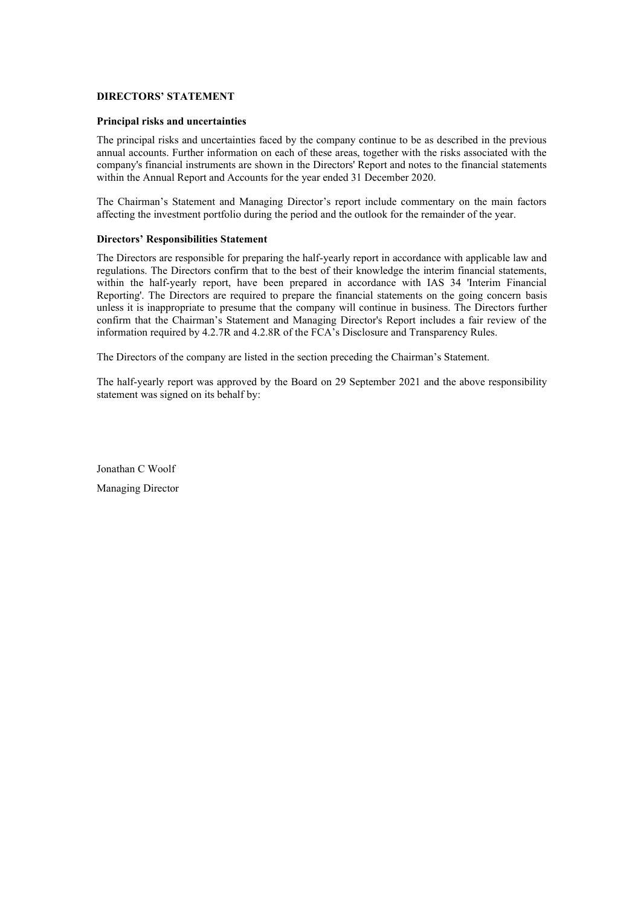## DIRECTORS' STATEMENT

### Principal risks and uncertainties

The principal risks and uncertainties faced by the company continue to be as described in the previous annual accounts. Further information on each of these areas, together with the risks associated with the company's financial instruments are shown in the Directors' Report and notes to the financial statements within the Annual Report and Accounts for the year ended 31 December 2020.

The Chairman's Statement and Managing Director's report include commentary on the main factors affecting the investment portfolio during the period and the outlook for the remainder of the year.

### Directors' Responsibilities Statement

The Directors are responsible for preparing the half-yearly report in accordance with applicable law and regulations. The Directors confirm that to the best of their knowledge the interim financial statements, within the half-yearly report, have been prepared in accordance with IAS 34 'Interim Financial Reporting'. The Directors are required to prepare the financial statements on the going concern basis unless it is inappropriate to presume that the company will continue in business. The Directors further confirm that the Chairman's Statement and Managing Director's Report includes a fair review of the information required by 4.2.7R and 4.2.8R of the FCA's Disclosure and Transparency Rules.

The Directors of the company are listed in the section preceding the Chairman's Statement.

The half-yearly report was approved by the Board on 29 September 2021 and the above responsibility statement was signed on its behalf by:

Jonathan C Woolf

Managing Director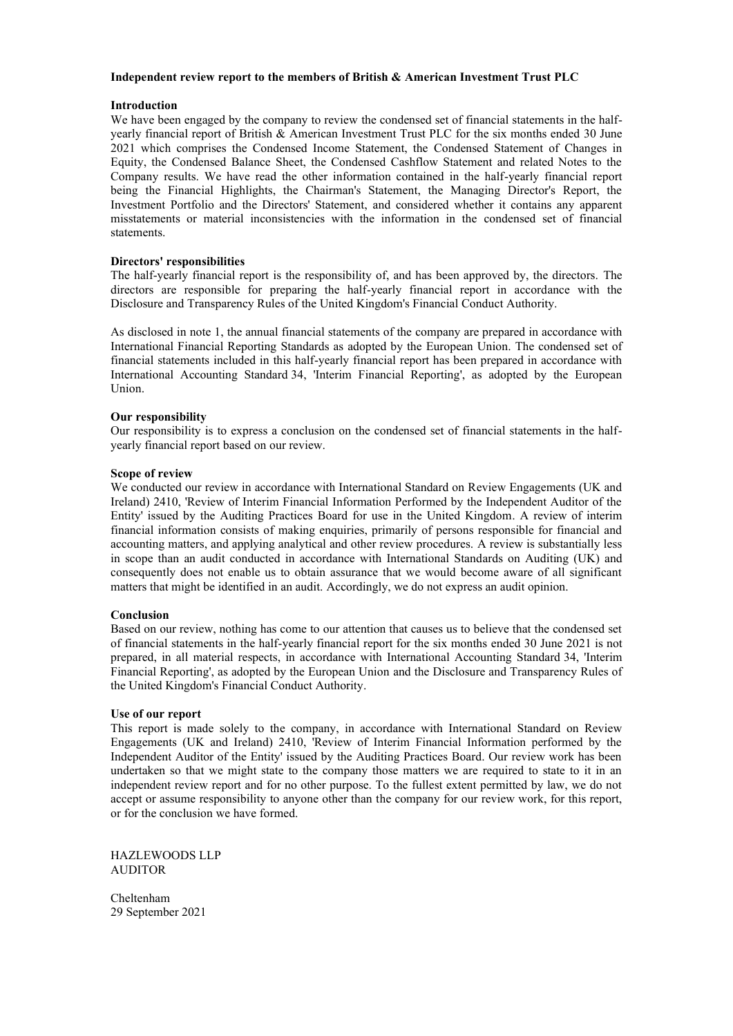**Independent review report to the members of British & American Investment Trust PLC**

**Introduction**

We have been engaged by the company to review the condensed set of financial statements in the half-yearly financial report of British & American Investment Trust PLC for the six months ended 30 June 2021 which comprises the Condensed Income Statement, the Condensed Statement of Changes in Equity, the Condensed Balance Sheet, the Condensed Cashflow Statement and related Notes to the Company results. We have read the other information contained in the half-yearly financial report being the Financial Highlights, the Chairman's Statement, the Managing Director's Report, the Investment Portfolio and the Directors' Statement, and considered whether it contains any apparent misstatements or material inconsistencies with the information in the condensed set of financial statements.

**Directors' responsibilities**

The half-yearly financial report is the responsibility of, and has been approved by, the directors. The directors are responsible for preparing the half-yearly financial report in accordance with the Disclosure and Transparency Rules of the United Kingdom's Financial Conduct Authority.

As disclosed in note 1, the annual financial statements of the company are prepared in accordance with International Financial Reporting Standards as adopted by the European Union. The condensed set of financial statements included in this half-yearly financial report has been prepared in accordance with International Accounting Standard 34, 'Interim Financial Reporting', as adopted by the European Union.

**Our responsibility**

Our responsibility is to express a conclusion on the condensed set of financial statements in the half-yearly financial report based on our review.

**Scope of review**

We conducted our review in accordance with International Standard on Review Engagements (UK and Ireland) 2410, 'Review of Interim Financial Information Performed by the Independent Auditor of the Entity' issued by the Auditing Practices Board for use in the United Kingdom. A review of interim financial information consists of making enquiries, primarily of persons responsible for financial and accounting matters, and applying analytical and other review procedures. A review is substantially less in scope than an audit conducted in accordance with International Standards on Auditing (UK) and consequently does not enable us to obtain assurance that we would become aware of all significant matters that might be identified in an audit. Accordingly, we do not express an audit opinion.

**Conclusion**

Based on our review, nothing has come to our attention that causes us to believe that the condensed set of financial statements in the half-yearly financial report for the six months ended 30 June 2021 is not prepared, in all material respects, in accordance with International Accounting Standard 34, 'Interim Financial Reporting', as adopted by the European Union and the Disclosure and Transparency Rules of the United Kingdom's Financial Conduct Authority.

**Use of our report**

This report is made solely to the company, in accordance with International Standard on Review Engagements (UK and Ireland) 2410, 'Review of Interim Financial Information performed by the Independent Auditor of the Entity' issued by the Auditing Practices Board. Our review work has been undertaken so that we might state to the company those matters we are required to state to it in an independent review report and for no other purpose. To the fullest extent permitted by law, we do not accept or assume responsibility to anyone other than the company for our review work, for this report, or for the conclusion we have formed.

HAZLEWOODS LLP
AUDITOR

Cheltenham
29 September 2021